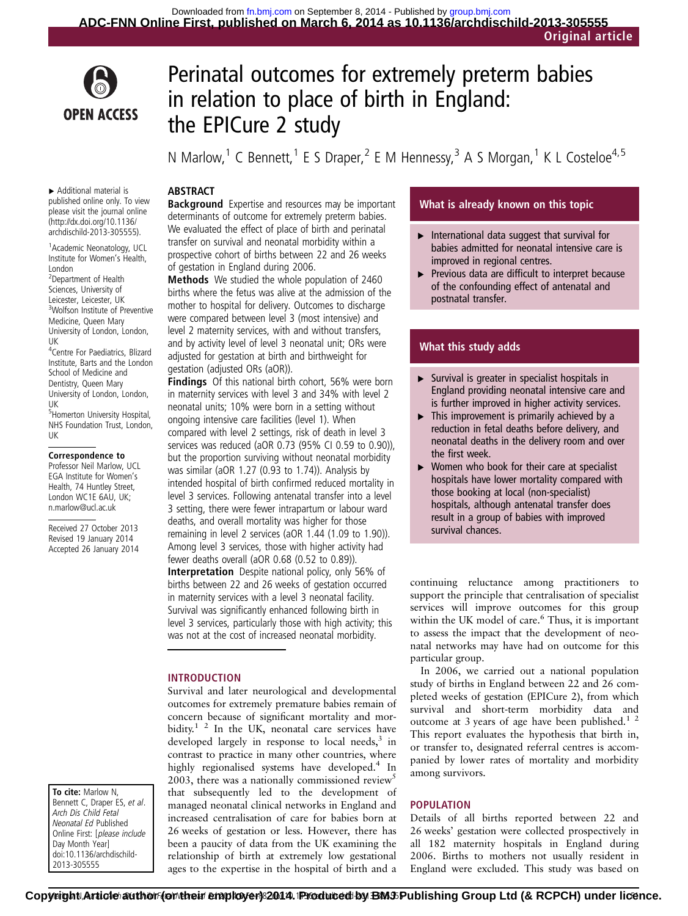# Perinatal outcomes for extremely preterm babies in relation to place of birth in England: the EPICure 2 study

N Marlow,[1] C Bennett,[1] E S Draper,[2] E M Hennessy,[3] A S Morgan,[1] K L Costeloe[4,5]

▸ Additional material is published online only. To view please visit the journal online (http://dx.doi.org/10.1136/archdischild-2013-305555).

[1]Academic Neonatology, UCL Institute for Women's Health, London

[2]Department of Health Sciences, University of Leicester, Leicester, UK

[3]Wolfson Institute of Preventive Medicine, Queen Mary University of London, London, UK

[4]Centre For Paediatrics, Blizard Institute, Barts and the London School of Medicine and Dentistry, Queen Mary University of London, London, UK

[5]Homerton University Hospital, NHS Foundation Trust, London, UK

**Correspondence to**
Professor Neil Marlow, UCL EGA Institute for Women's Health, 74 Huntley Street, London WC1E 6AU, UK; n.marlow@ucl.ac.uk

Received 27 October 2013
Revised 19 January 2014
Accepted 26 January 2014

**To cite:** Marlow N, Bennett C, Draper ES, *et al*. *Arch Dis Child Fetal Neonatal Ed* Published Online First: [*please include* Day Month Year] doi:10.1136/archdischild-2013-305555

## ABSTRACT

**Background** Expertise and resources may be important determinants of outcome for extremely preterm babies. We evaluated the effect of place of birth and perinatal transfer on survival and neonatal morbidity within a prospective cohort of births between 22 and 26 weeks of gestation in England during 2006.

**Methods** We studied the whole population of 2460 births where the fetus was alive at the admission of the mother to hospital for delivery. Outcomes to discharge were compared between level 3 (most intensive) and level 2 maternity services, with and without transfers, and by activity level of level 3 neonatal unit; ORs were adjusted for gestation at birth and birthweight for gestation (adjusted ORs (aOR)).

**Findings** Of this national birth cohort, 56% were born in maternity services with level 3 and 34% with level 2 neonatal units; 10% were born in a setting without ongoing intensive care facilities (level 1). When compared with level 2 settings, risk of death in level 3 services was reduced (aOR 0.73 (95% CI 0.59 to 0.90)), but the proportion surviving without neonatal morbidity was similar (aOR 1.27 (0.93 to 1.74)). Analysis by intended hospital of birth confirmed reduced mortality in level 3 services. Following antenatal transfer into a level 3 setting, there were fewer intrapartum or labour ward deaths, and overall mortality was higher for those remaining in level 2 services (aOR 1.44 (1.09 to 1.90)). Among level 3 services, those with higher activity had fewer deaths overall (aOR 0.68 (0.52 to 0.89)).

**Interpretation** Despite national policy, only 56% of births between 22 and 26 weeks of gestation occurred in maternity services with a level 3 neonatal facility. Survival was significantly enhanced following birth in level 3 services, particularly those with high activity; this was not at the cost of increased neonatal morbidity.

## What is already known on this topic

- ▸ International data suggest that survival for babies admitted for neonatal intensive care is improved in regional centres.
- ▸ Previous data are difficult to interpret because of the confounding effect of antenatal and postnatal transfer.

## What this study adds

- ▸ Survival is greater in specialist hospitals in England providing neonatal intensive care and is further improved in higher activity services.
- ▸ This improvement is primarily achieved by a reduction in fetal deaths before delivery, and neonatal deaths in the delivery room and over the first week.
- ▸ Women who book for their care at specialist hospitals have lower mortality compared with those booking at local (non-specialist) hospitals, although antenatal transfer does result in a group of babies with improved survival chances.

## INTRODUCTION

Survival and later neurological and developmental outcomes for extremely premature babies remain of concern because of significant mortality and morbidity.[1,2] In the UK, neonatal care services have developed largely in response to local needs,[3] in contrast to practice in many other countries, where highly regionalised systems have developed.[4] In 2003, there was a nationally commissioned review[5] that subsequently led to the development of managed neonatal clinical networks in England and increased centralisation of care for babies born at 26 weeks of gestation or less. However, there has been a paucity of data from the UK examining the relationship of birth at extremely low gestational ages to the expertise in the hospital of birth and a continuing reluctance among practitioners to support the principle that centralisation of specialist services will improve outcomes for this group within the UK model of care.[6] Thus, it is important to assess the impact that the development of neonatal networks may have had on outcome for this particular group.

In 2006, we carried out a national population study of births in England between 22 and 26 completed weeks of gestation (EPICure 2), from which survival and short-term morbidity data and outcome at 3 years of age have been published.[1,2] This report evaluates the hypothesis that birth in, or transfer to, designated referral centres is accompanied by lower rates of mortality and morbidity among survivors.

## POPULATION

Details of all births reported between 22 and 26 weeks' gestation were collected prospectively in all 182 maternity hospitals in England during 2006. Births to mothers not usually resident in England were excluded. This study was based on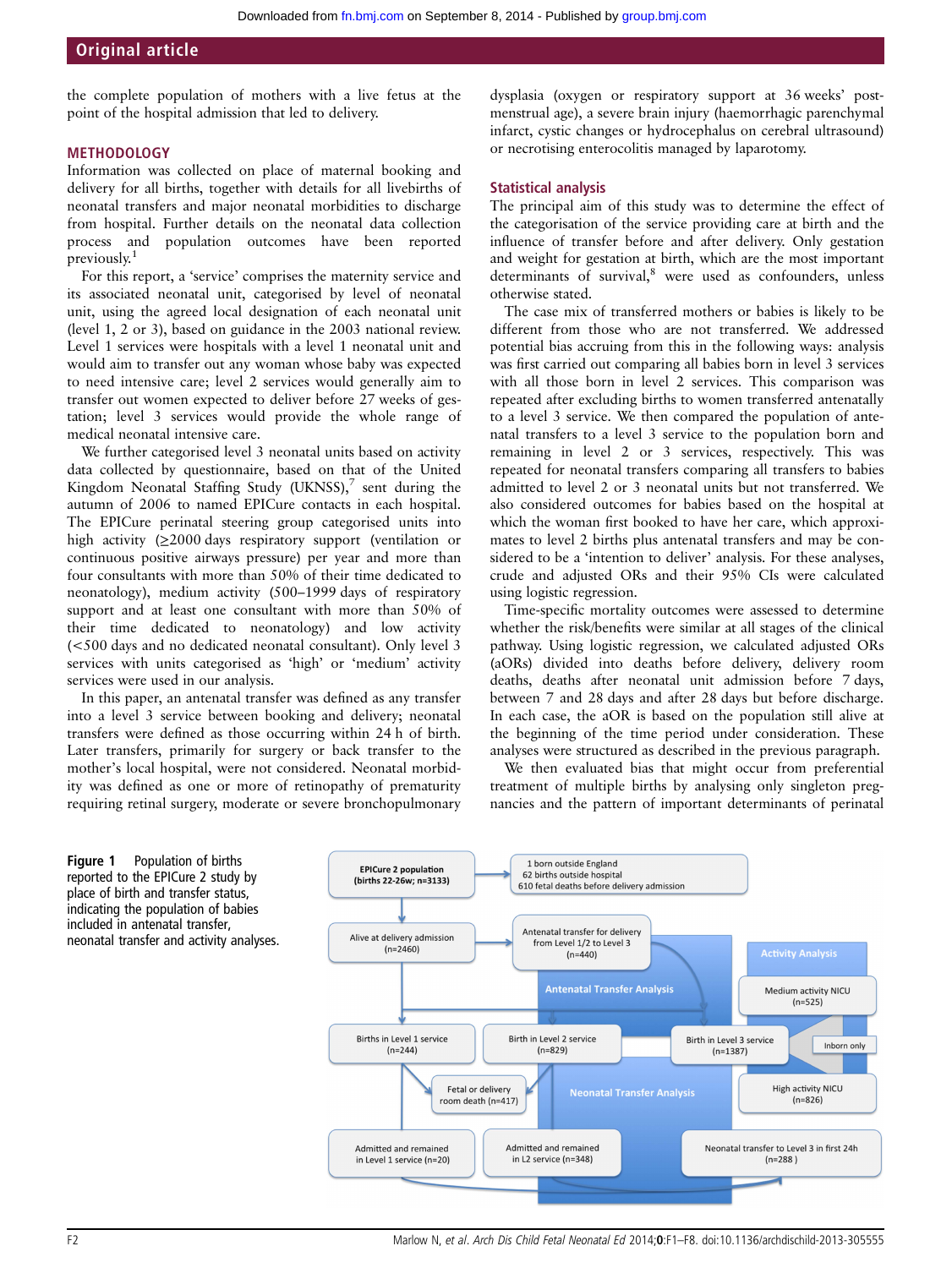the complete population of mothers with a live fetus at the point of the hospital admission that led to delivery.

## METHODOLOGY

Information was collected on place of maternal booking and delivery for all births, together with details for all livebirths of neonatal transfers and major neonatal morbidities to discharge from hospital. Further details on the neonatal data collection process and population outcomes have been reported previously.[1]

For this report, a 'service' comprises the maternity service and its associated neonatal unit, categorised by level of neonatal unit, using the agreed local designation of each neonatal unit (level 1, 2 or 3), based on guidance in the 2003 national review. Level 1 services were hospitals with a level 1 neonatal unit and would aim to transfer out any woman whose baby was expected to need intensive care; level 2 services would generally aim to transfer out women expected to deliver before 27 weeks of gestation; level 3 services would provide the whole range of medical neonatal intensive care.

We further categorised level 3 neonatal units based on activity data collected by questionnaire, based on that of the United Kingdom Neonatal Staffing Study (UKNSS),[7] sent during the autumn of 2006 to named EPICure contacts in each hospital. The EPICure perinatal steering group categorised units into high activity (≥2000 days respiratory support (ventilation or continuous positive airways pressure) per year and more than four consultants with more than 50% of their time dedicated to neonatology), medium activity (500–1999 days of respiratory support and at least one consultant with more than 50% of their time dedicated to neonatology) and low activity (<500 days and no dedicated neonatal consultant). Only level 3 services with units categorised as 'high' or 'medium' activity services were used in our analysis.

In this paper, an antenatal transfer was defined as any transfer into a level 3 service between booking and delivery; neonatal transfers were defined as those occurring within 24 h of birth. Later transfers, primarily for surgery or back transfer to the mother's local hospital, were not considered. Neonatal morbidity was defined as one or more of retinopathy of prematurity requiring retinal surgery, moderate or severe bronchopulmonary dysplasia (oxygen or respiratory support at 36 weeks' postmenstrual age), a severe brain injury (haemorrhagic parenchymal infarct, cystic changes or hydrocephalus on cerebral ultrasound) or necrotising enterocolitis managed by laparotomy.

### Statistical analysis

The principal aim of this study was to determine the effect of the categorisation of the service providing care at birth and the influence of transfer before and after delivery. Only gestation and weight for gestation at birth, which are the most important determinants of survival,[8] were used as confounders, unless otherwise stated.

The case mix of transferred mothers or babies is likely to be different from those who are not transferred. We addressed potential bias accruing from this in the following ways: analysis was first carried out comparing all babies born in level 3 services with all those born in level 2 services. This comparison was repeated after excluding births to women transferred antenatally to a level 3 service. We then compared the population of antenatal transfers to a level 3 service to the population born and remaining in level 2 or 3 services, respectively. This was repeated for neonatal transfers comparing all transfers to babies admitted to level 2 or 3 neonatal units but not transferred. We also considered outcomes for babies based on the hospital at which the woman first booked to have her care, which approximates to level 2 births plus antenatal transfers and may be considered to be a 'intention to deliver' analysis. For these analyses, crude and adjusted ORs and their 95% CIs were calculated using logistic regression.

Time-specific mortality outcomes were assessed to determine whether the risk/benefits were similar at all stages of the clinical pathway. Using logistic regression, we calculated adjusted ORs (aORs) divided into deaths before delivery, delivery room deaths, deaths after neonatal unit admission before 7 days, between 7 and 28 days and after 28 days but before discharge. In each case, the aOR is based on the population still alive at the beginning of the time period under consideration. These analyses were structured as described in the previous paragraph.

We then evaluated bias that might occur from preferential treatment of multiple births by analysing only singleton pregnancies and the pattern of important determinants of perinatal

**Figure 1** Population of births reported to the EPICure 2 study by place of birth and transfer status, indicating the population of babies included in antenatal transfer, neonatal transfer and activity analyses.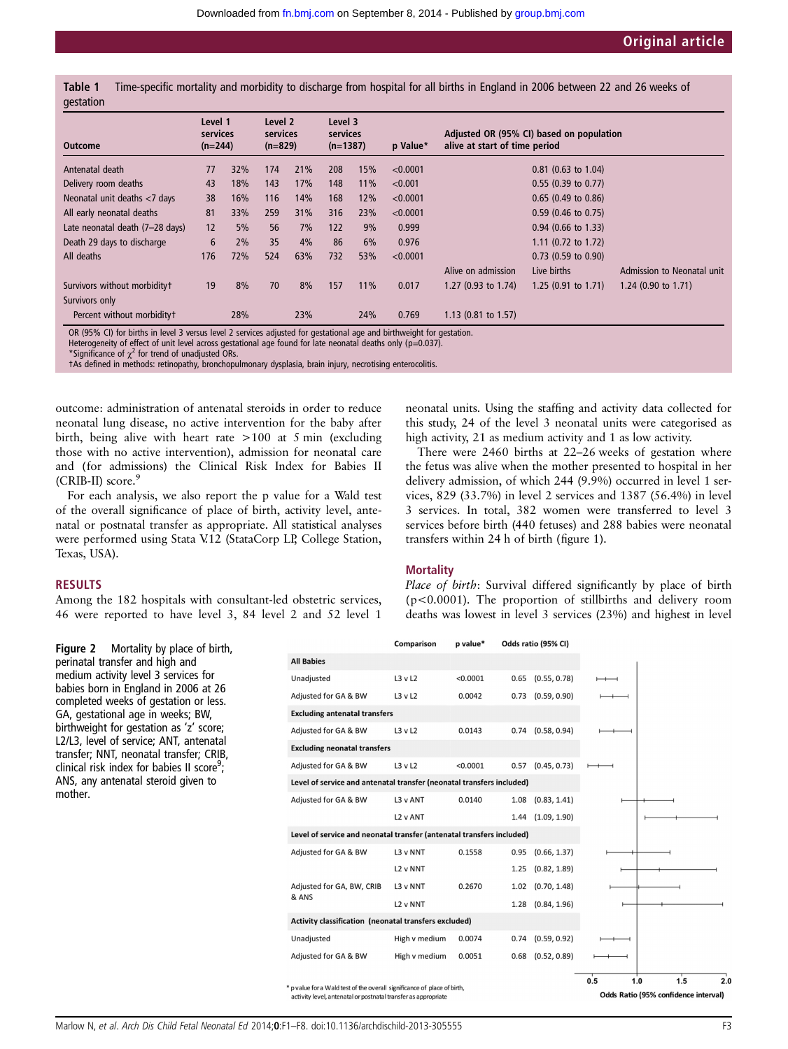**Table 1** Time-specific mortality and morbidity to discharge from hospital for all births in England in 2006 between 22 and 26 weeks of gestation

| Outcome | Level 1 services (n=244) | | Level 2 services (n=829) | | Level 3 services (n=1387) | | p Value* | Adjusted OR (95% CI) based on population alive at start of time period | | |
|---|---|---|---|---|---|---|---|---|---|---|
| Antenatal death | 77 | 32% | 174 | 21% | 208 | 15% | <0.0001 | | 0.81 (0.63 to 1.04) | |
| Delivery room deaths | 43 | 18% | 143 | 17% | 148 | 11% | <0.001 | | 0.55 (0.39 to 0.77) | |
| Neonatal unit deaths <7 days | 38 | 16% | 116 | 14% | 168 | 12% | <0.0001 | | 0.65 (0.49 to 0.86) | |
| All early neonatal deaths | 81 | 33% | 259 | 31% | 316 | 23% | <0.0001 | | 0.59 (0.46 to 0.75) | |
| Late neonatal death (7–28 days) | 12 | 5% | 56 | 7% | 122 | 9% | 0.999 | | 0.94 (0.66 to 1.33) | |
| Death 29 days to discharge | 6 | 2% | 35 | 4% | 86 | 6% | 0.976 | | 1.11 (0.72 to 1.72) | |
| All deaths | 176 | 72% | 524 | 63% | 732 | 53% | <0.0001 | | 0.73 (0.59 to 0.90) | |
| | | | | | | | | Alive on admission | Live births | Admission to Neonatal unit |
| Survivors without morbidity† | 19 | 8% | 70 | 8% | 157 | 11% | 0.017 | 1.27 (0.93 to 1.74) | 1.25 (0.91 to 1.71) | 1.24 (0.90 to 1.71) |
| Survivors only | | | | | | | | | | |
| Percent without morbidity† | | 28% | | 23% | | 24% | 0.769 | 1.13 (0.81 to 1.57) | | |

OR (95% CI) for births in level 3 versus level 2 services adjusted for gestational age and birthweight for gestation.
Heterogeneity of effect of unit level across gestational age found for late neonatal deaths only (p=0.037).
*Significance of $\chi^2$ for trend of unadjusted ORs.
†As defined in methods: retinopathy, bronchopulmonary dysplasia, brain injury, necrotising enterocolitis.

outcome: administration of antenatal steroids in order to reduce neonatal lung disease, no active intervention for the baby after birth, being alive with heart rate >100 at 5 min (excluding those with no active intervention), admission for neonatal care and (for admissions) the Clinical Risk Index for Babies II (CRIB-II) score.[9]

For each analysis, we also report the p value for a Wald test of the overall significance of place of birth, activity level, antenatal or postnatal transfer as appropriate. All statistical analyses were performed using Stata V.12 (StataCorp LP, College Station, Texas, USA).

## RESULTS

Among the 182 hospitals with consultant-led obstetric services, 46 were reported to have level 3, 84 level 2 and 52 level 1 neonatal units. Using the staffing and activity data collected for this study, 24 of the level 3 neonatal units were categorised as high activity, 21 as medium activity and 1 as low activity.

There were 2460 births at 22–26 weeks of gestation where the fetus was alive when the mother presented to hospital in her delivery admission, of which 244 (9.9%) occurred in level 1 services, 829 (33.7%) in level 2 services and 1387 (56.4%) in level 3 services. In total, 382 women were transferred to level 3 services before birth (440 fetuses) and 288 babies were neonatal transfers within 24 h of birth (figure 1).

### Mortality

*Place of birth*: Survival differed significantly by place of birth (p<0.0001). The proportion of stillbirths and delivery room deaths was lowest in level 3 services (23%) and highest in level

| | Comparison | p value* | Odds ratio (95% CI) | |
|---|---|---|---|---|
| **All Babies** | | | | |
| Unadjusted | L3 v L2 | <0.0001 | 0.65 | (0.55, 0.78) |
| Adjusted for GA & BW | L3 v L2 | 0.0042 | 0.73 | (0.59, 0.90) |
| **Excluding antenatal transfers** | | | | |
| Adjusted for GA & BW | L3 v L2 | 0.0143 | 0.74 | (0.58, 0.94) |
| **Excluding neonatal transfers** | | | | |
| Adjusted for GA & BW | L3 v L2 | <0.0001 | 0.57 | (0.45, 0.73) |
| **Level of service and antenatal transfer (neonatal transfers included)** | | | | |
| Adjusted for GA & BW | L3 v ANT | 0.0140 | 1.08 | (0.83, 1.41) |
| | L2 v ANT | | 1.44 | (1.09, 1.90) |
| **Level of service and neonatal transfer (antenatal transfers included)** | | | | |
| Adjusted for GA & BW | L3 v NNT | 0.1558 | 0.95 | (0.66, 1.37) |
| | L2 v NNT | | 1.25 | (0.82, 1.89) |
| Adjusted for GA, BW, CRIB & ANS | L3 v NNT | 0.2670 | 1.02 | (0.70, 1.48) |
| | L2 v NNT | | 1.28 | (0.84, 1.96) |
| **Activity classification (neonatal transfers excluded)** | | | | |
| Unadjusted | High v medium | 0.0074 | 0.74 | (0.59, 0.92) |
| Adjusted for GA & BW | High v medium | 0.0051 | 0.68 | (0.52, 0.89) |

\* p value for a Wald test of the overall significance of place of birth, activity level, antenatal or postnatal transfer as appropriate

**Figure 2** Mortality by place of birth, perinatal transfer and high and medium activity level 3 services for babies born in England in 2006 at 26 completed weeks of gestation or less. GA, gestational age in weeks; BW, birthweight for gestation as 'z' score; L2/L3, level of service; ANT, antenatal transfer; NNT, neonatal transfer; CRIB, clinical risk index for babies II score[9]; ANS, any antenatal steroid given to mother.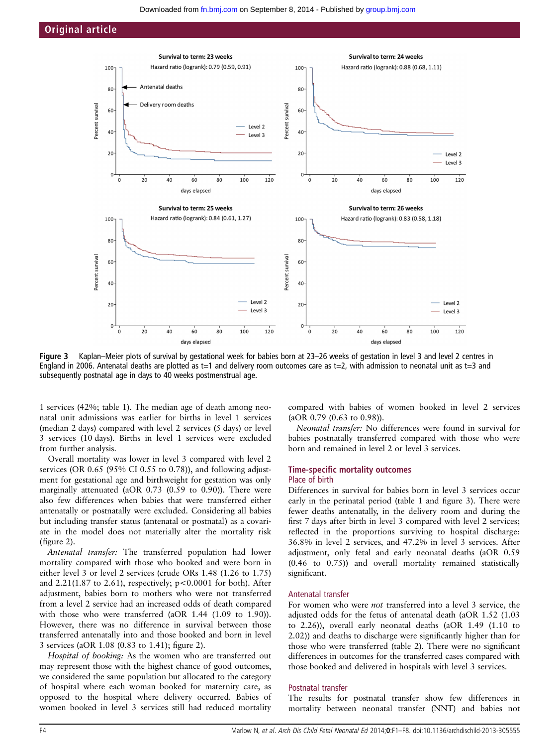Figure 3 Kaplan–Meier plots of survival by gestational week for babies born at 23–26 weeks of gestation in level 3 and level 2 centres in England in 2006. Antenatal deaths are plotted as t=1 and delivery room outcomes care as t=2, with admission to neonatal unit as t=3 and subsequently postnatal age in days to 40 weeks postmenstrual age.

1 services (42%; table 1). The median age of death among neonatal unit admissions was earlier for births in level 1 services (median 2 days) compared with level 2 services (5 days) or level 3 services (10 days). Births in level 1 services were excluded from further analysis.

Overall mortality was lower in level 3 compared with level 2 services (OR 0.65 (95% CI 0.55 to 0.78)), and following adjustment for gestational age and birthweight for gestation was only marginally attenuated (aOR 0.73 (0.59 to 0.90)). There were also few differences when babies that were transferred either antenatally or postnatally were excluded. Considering all babies but including transfer status (antenatal or postnatal) as a covariate in the model does not materially alter the mortality risk (figure 2).

*Antenatal transfer:* The transferred population had lower mortality compared with those who booked and were born in either level 3 or level 2 services (crude ORs 1.48 (1.26 to 1.75) and 2.21(1.87 to 2.61), respectively; $p<0.0001$ for both). After adjustment, babies born to mothers who were not transferred from a level 2 service had an increased odds of death compared with those who were transferred (aOR 1.44 (1.09 to 1.90)). However, there was no difference in survival between those transferred antenatally into and those booked and born in level 3 services (aOR 1.08 (0.83 to 1.41); figure 2).

*Hospital of booking:* As the women who are transferred out may represent those with the highest chance of good outcomes, we considered the same population but allocated to the category of hospital where each woman booked for maternity care, as opposed to the hospital where delivery occurred. Babies of women booked in level 3 services still had reduced mortality compared with babies of women booked in level 2 services (aOR 0.79 (0.63 to 0.98)).

*Neonatal transfer:* No differences were found in survival for babies postnatally transferred compared with those who were born and remained in level 2 or level 3 services.

## Time-specific mortality outcomes

### Place of birth

Differences in survival for babies born in level 3 services occur early in the perinatal period (table 1 and figure 3). There were fewer deaths antenatally, in the delivery room and during the first 7 days after birth in level 3 compared with level 2 services; reflected in the proportions surviving to hospital discharge: 36.8% in level 2 services, and 47.2% in level 3 services. After adjustment, only fetal and early neonatal deaths (aOR 0.59 (0.46 to 0.75)) and overall mortality remained statistically significant.

### Antenatal transfer

For women who were *not* transferred into a level 3 service, the adjusted odds for the fetus of antenatal death (aOR 1.52 (1.03 to 2.26)), overall early neonatal deaths (aOR 1.49 (1.10 to 2.02)) and deaths to discharge were significantly higher than for those who were transferred (table 2). There were no significant differences in outcomes for the transferred cases compared with those booked and delivered in hospitals with level 3 services.

### Postnatal transfer

The results for postnatal transfer show few differences in mortality between neonatal transfer (NNT) and babies not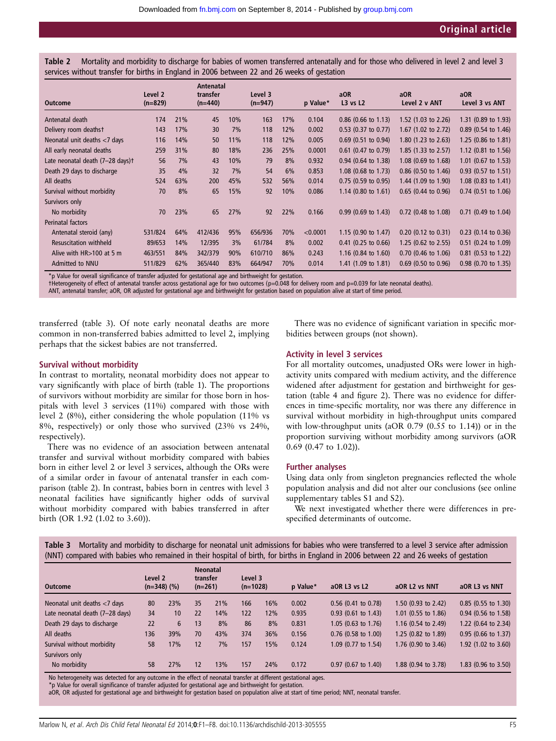**Table 2** Mortality and morbidity to discharge for babies of women transferred antenatally and for those who delivered in level 2 and level 3 services without transfer for births in England in 2006 between 22 and 26 weeks of gestation

| Outcome | Level 2 (n=829) | | Antenatal transfer (n=440) | | Level 3 (n=947) | | p Value* | aOR L3 vs L2 | aOR Level 2 v ANT | aOR Level 3 vs ANT |
|---|---|---|---|---|---|---|---|---|---|---|
| Antenatal death | 174 | 21% | 45 | 10% | 163 | 17% | 0.104 | 0.86 (0.66 to 1.13) | 1.52 (1.03 to 2.26) | 1.31 (0.89 to 1.93) |
| Delivery room deaths† | 143 | 17% | 30 | 7% | 118 | 12% | 0.002 | 0.53 (0.37 to 0.77) | 1.67 (1.02 to 2.72) | 0.89 (0.54 to 1.46) |
| Neonatal unit deaths <7 days | 116 | 14% | 50 | 11% | 118 | 12% | 0.005 | 0.69 (0.51 to 0.94) | 1.80 (1.23 to 2.63) | 1.25 (0.86 to 1.81) |
| All early neonatal deaths | 259 | 31% | 80 | 18% | 236 | 25% | 0.0001 | 0.61 (0.47 to 0.79) | 1.85 (1.33 to 2.57) | 1.12 (0.81 to 1.56) |
| Late neonatal death (7–28 days)† | 56 | 7% | 43 | 10% | 79 | 8% | 0.932 | 0.94 (0.64 to 1.38) | 1.08 (0.69 to 1.68) | 1.01 (0.67 to 1.53) |
| Death 29 days to discharge | 35 | 4% | 32 | 7% | 54 | 6% | 0.853 | 1.08 (0.68 to 1.73) | 0.86 (0.50 to 1.46) | 0.93 (0.57 to 1.51) |
| All deaths | 524 | 63% | 200 | 45% | 532 | 56% | 0.014 | 0.75 (0.59 to 0.95) | 1.44 (1.09 to 1.90) | 1.08 (0.83 to 1.41) |
| Survival without morbidity | 70 | 8% | 65 | 15% | 92 | 10% | 0.086 | 1.14 (0.80 to 1.61) | 0.65 (0.44 to 0.96) | 0.74 (0.51 to 1.06) |
| Survivors only | | | | | | | | | | |
| No morbidity | 70 | 23% | 65 | 27% | 92 | 22% | 0.166 | 0.99 (0.69 to 1.43) | 0.72 (0.48 to 1.08) | 0.71 (0.49 to 1.04) |
| Perinatal factors | | | | | | | | | | |
| Antenatal steroid (any) | 531/824 | 64% | 412/436 | 95% | 656/936 | 70% | <0.0001 | 1.15 (0.90 to 1.47) | 0.20 (0.12 to 0.31) | 0.23 (0.14 to 0.36) |
| Resuscitation withheld | 89/653 | 14% | 12/395 | 3% | 61/784 | 8% | 0.002 | 0.41 (0.25 to 0.66) | 1.25 (0.62 to 2.55) | 0.51 (0.24 to 1.09) |
| Alive with HR>100 at 5 m | 463/551 | 84% | 342/379 | 90% | 610/710 | 86% | 0.243 | 1.16 (0.84 to 1.60) | 0.70 (0.46 to 1.06) | 0.81 (0.53 to 1.22) |
| Admitted to NNU | 511/829 | 62% | 365/440 | 83% | 664/947 | 70% | 0.014 | 1.41 (1.09 to 1.81) | 0.69 (0.50 to 0.96) | 0.98 (0.70 to 1.35) |

*p Value for overall significance of transfer adjusted for gestational age and birthweight for gestation.
†Heterogeneity of effect of antenatal transfer across gestational age for two outcomes (p=0.048 for delivery room and p=0.039 for late neonatal deaths).
ANT, antenatal transfer; aOR, OR adjusted for gestational age and birthweight for gestation based on population alive at start of time period.

transferred (table 3). Of note early neonatal deaths are more common in non-transferred babies admitted to level 2, implying perhaps that the sickest babies are not transferred.

### Survival without morbidity

In contrast to mortality, neonatal morbidity does not appear to vary significantly with place of birth (table 1). The proportions of survivors without morbidity are similar for those born in hospitals with level 3 services (11%) compared with those with level 2 (8%), either considering the whole population (11% vs 8%, respectively) or only those who survived (23% vs 24%, respectively).

There was no evidence of an association between antenatal transfer and survival without morbidity compared with babies born in either level 2 or level 3 services, although the ORs were of a similar order in favour of antenatal transfer in each comparison (table 2). In contrast, babies born in centres with level 3 neonatal facilities have significantly higher odds of survival without morbidity compared with babies transferred in after birth (OR 1.92 (1.02 to 3.60)).

There was no evidence of significant variation in specific morbidities between groups (not shown).

### Activity in level 3 services

For all mortality outcomes, unadjusted ORs were lower in high-activity units compared with medium activity, and the difference widened after adjustment for gestation and birthweight for gestation (table 4 and figure 2). There was no evidence for differences in time-specific mortality, nor was there any difference in survival without morbidity in high-throughput units compared with low-throughput units (aOR 0.79 (0.55 to 1.14)) or in the proportion surviving without morbidity among survivors (aOR 0.69 (0.47 to 1.02)).

### Further analyses

Using data only from singleton pregnancies reflected the whole population analysis and did not alter our conclusions (see online supplementary tables S1 and S2).

We next investigated whether there were differences in prespecified determinants of outcome.

**Table 3** Mortality and morbidity to discharge for neonatal unit admissions for babies who were transferred to a level 3 service after admission (NNT) compared with babies who remained in their hospital of birth, for births in England in 2006 between 22 and 26 weeks of gestation

| Outcome | Level 2 (n=348) (%) | | Neonatal transfer (n=261) | | Level 3 (n=1028) | | p Value* | aOR L3 vs L2 | aOR L2 vs NNT | aOR L3 vs NNT |
|---|---|---|---|---|---|---|---|---|---|---|
| Neonatal unit deaths <7 days | 80 | 23% | 35 | 21% | 166 | 16% | 0.002 | 0.56 (0.41 to 0.78) | 1.50 (0.93 to 2.42) | 0.85 (0.55 to 1.30) |
| Late neonatal death (7–28 days) | 34 | 10 | 22 | 14% | 122 | 12% | 0.935 | 0.93 (0.61 to 1.43) | 1.01 (0.55 to 1.86) | 0.94 (0.56 to 1.58) |
| Death 29 days to discharge | 22 | 6 | 13 | 8% | 86 | 8% | 0.831 | 1.05 (0.63 to 1.76) | 1.16 (0.54 to 2.49) | 1.22 (0.64 to 2.34) |
| All deaths | 136 | 39% | 70 | 43% | 374 | 36% | 0.156 | 0.76 (0.58 to 1.00) | 1.25 (0.82 to 1.89) | 0.95 (0.66 to 1.37) |
| Survival without morbidity | 58 | 17% | 12 | 7% | 157 | 15% | 0.124 | 1.09 (0.77 to 1.54) | 1.76 (0.90 to 3.46) | 1.92 (1.02 to 3.60) |
| Survivors only | | | | | | | | | | |
| No morbidity | 58 | 27% | 12 | 13% | 157 | 24% | 0.172 | 0.97 (0.67 to 1.40) | 1.88 (0.94 to 3.78) | 1.83 (0.96 to 3.50) |

No heterogeneity was detected for any outcome in the effect of neonatal transfer at different gestational ages.
*p Value for overall significance of transfer adjusted for gestational age and birthweight for gestation.
aOR, OR adjusted for gestational age and birthweight for gestation based on population alive at start of time period; NNT, neonatal transfer.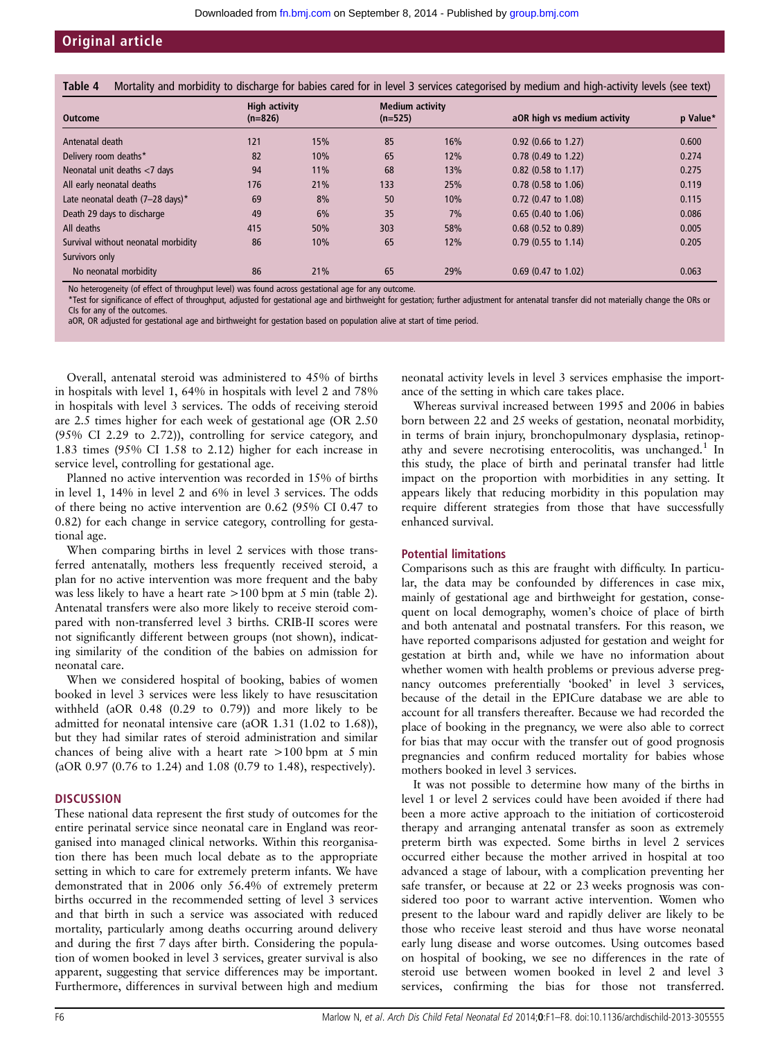**Table 4** Mortality and morbidity to discharge for babies cared for in level 3 services categorised by medium and high-activity levels (see text)

| Outcome | High activity (n=826) | | Medium activity (n=525) | | aOR high vs medium activity | p Value* |
|---|---|---|---|---|---|---|
| Antenatal death | 121 | 15% | 85 | 16% | 0.92 (0.66 to 1.27) | 0.600 |
| Delivery room deaths* | 82 | 10% | 65 | 12% | 0.78 (0.49 to 1.22) | 0.274 |
| Neonatal unit deaths <7 days | 94 | 11% | 68 | 13% | 0.82 (0.58 to 1.17) | 0.275 |
| All early neonatal deaths | 176 | 21% | 133 | 25% | 0.78 (0.58 to 1.06) | 0.119 |
| Late neonatal death (7–28 days)* | 69 | 8% | 50 | 10% | 0.72 (0.47 to 1.08) | 0.115 |
| Death 29 days to discharge | 49 | 6% | 35 | 7% | 0.65 (0.40 to 1.06) | 0.086 |
| All deaths | 415 | 50% | 303 | 58% | 0.68 (0.52 to 0.89) | 0.005 |
| Survival without neonatal morbidity | 86 | 10% | 65 | 12% | 0.79 (0.55 to 1.14) | 0.205 |
| Survivors only | | | | | | |
| No neonatal morbidity | 86 | 21% | 65 | 29% | 0.69 (0.47 to 1.02) | 0.063 |

No heterogeneity (of effect of throughput level) was found across gestational age for any outcome.
*Test for significance of effect of throughput, adjusted for gestational age and birthweight for gestation; further adjustment for antenatal transfer did not materially change the ORs or CIs for any of the outcomes.
aOR, OR adjusted for gestational age and birthweight for gestation based on population alive at start of time period.

Overall, antenatal steroid was administered to 45% of births in hospitals with level 1, 64% in hospitals with level 2 and 78% in hospitals with level 3 services. The odds of receiving steroid are 2.5 times higher for each week of gestational age (OR 2.50 (95% CI 2.29 to 2.72)), controlling for service category, and 1.83 times (95% CI 1.58 to 2.12) higher for each increase in service level, controlling for gestational age.

Planned no active intervention was recorded in 15% of births in level 1, 14% in level 2 and 6% in level 3 services. The odds of there being no active intervention are 0.62 (95% CI 0.47 to 0.82) for each change in service category, controlling for gestational age.

When comparing births in level 2 services with those transferred antenatally, mothers less frequently received steroid, a plan for no active intervention was more frequent and the baby was less likely to have a heart rate >100 bpm at 5 min (table 2). Antenatal transfers were also more likely to receive steroid compared with non-transferred level 3 births. CRIB-II scores were not significantly different between groups (not shown), indicating similarity of the condition of the babies on admission for neonatal care.

When we considered hospital of booking, babies of women booked in level 3 services were less likely to have resuscitation withheld (aOR 0.48 (0.29 to 0.79)) and more likely to be admitted for neonatal intensive care (aOR 1.31 (1.02 to 1.68)), but they had similar rates of steroid administration and similar chances of being alive with a heart rate >100 bpm at 5 min (aOR 0.97 (0.76 to 1.24) and 1.08 (0.79 to 1.48), respectively).

## DISCUSSION

These national data represent the first study of outcomes for the entire perinatal service since neonatal care in England was reorganised into managed clinical networks. Within this reorganisation there has been much local debate as to the appropriate setting in which to care for extremely preterm infants. We have demonstrated that in 2006 only 56.4% of extremely preterm births occurred in the recommended setting of level 3 services and that birth in such a service was associated with reduced mortality, particularly among deaths occurring around delivery and during the first 7 days after birth. Considering the population of women booked in level 3 services, greater survival is also apparent, suggesting that service differences may be important. Furthermore, differences in survival between high and medium neonatal activity levels in level 3 services emphasise the importance of the setting in which care takes place.

Whereas survival increased between 1995 and 2006 in babies born between 22 and 25 weeks of gestation, neonatal morbidity, in terms of brain injury, bronchopulmonary dysplasia, retinopathy and severe necrotising enterocolitis, was unchanged.[1] In this study, the place of birth and perinatal transfer had little impact on the proportion with morbidities in any setting. It appears likely that reducing morbidity in this population may require different strategies from those that have successfully enhanced survival.

### Potential limitations

Comparisons such as this are fraught with difficulty. In particular, the data may be confounded by differences in case mix, mainly of gestational age and birthweight for gestation, consequent on local demography, women's choice of place of birth and both antenatal and postnatal transfers. For this reason, we have reported comparisons adjusted for gestation and weight for gestation at birth and, while we have no information about whether women with health problems or previous adverse pregnancy outcomes preferentially 'booked' in level 3 services, because of the detail in the EPICure database we are able to account for all transfers thereafter. Because we had recorded the place of booking in the pregnancy, we were also able to correct for bias that may occur with the transfer out of good prognosis pregnancies and confirm reduced mortality for babies whose mothers booked in level 3 services.

It was not possible to determine how many of the births in level 1 or level 2 services could have been avoided if there had been a more active approach to the initiation of corticosteroid therapy and arranging antenatal transfer as soon as extremely preterm birth was expected. Some births in level 2 services occurred either because the mother arrived in hospital at too advanced a stage of labour, with a complication preventing her safe transfer, or because at 22 or 23 weeks prognosis was considered too poor to warrant active intervention. Women who present to the labour ward and rapidly deliver are likely to be those who receive least steroid and thus have worse neonatal early lung disease and worse outcomes. Using outcomes based on hospital of booking, we see no differences in the rate of steroid use between women booked in level 2 and level 3 services, confirming the bias for those not transferred.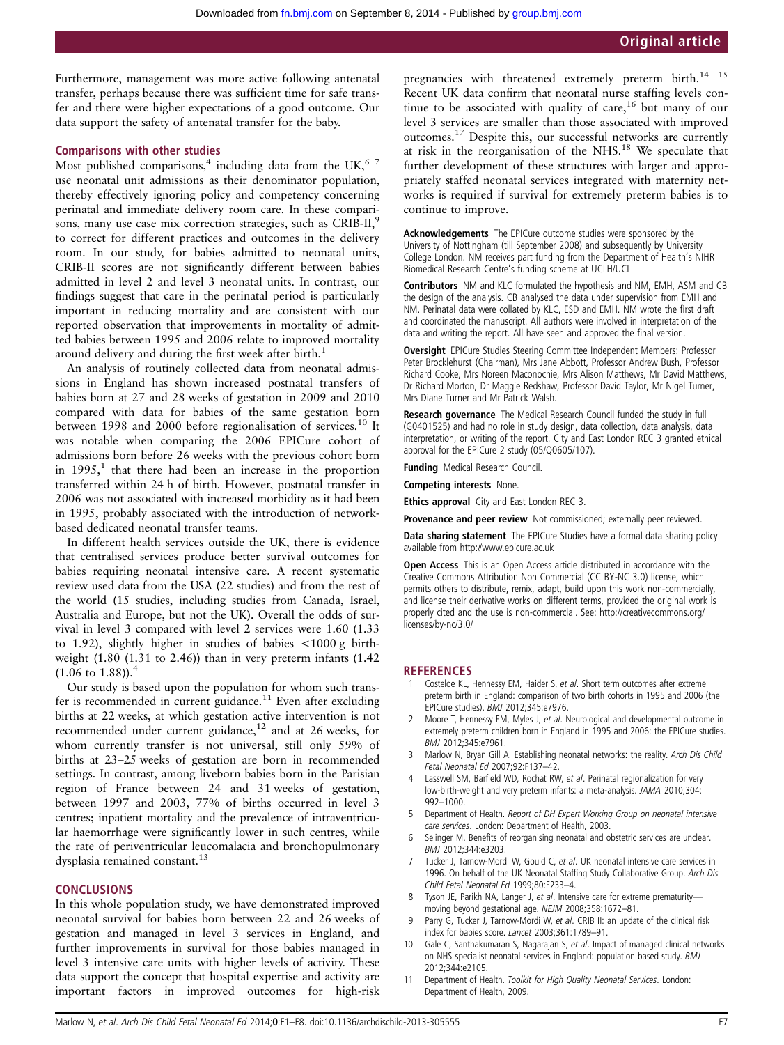Furthermore, management was more active following antenatal transfer, perhaps because there was sufficient time for safe transfer and there were higher expectations of a good outcome. Our data support the safety of antenatal transfer for the baby.

### Comparisons with other studies

Most published comparisons,[4] including data from the UK,[6 7] use neonatal unit admissions as their denominator population, thereby effectively ignoring policy and competency concerning perinatal and immediate delivery room care. In these comparisons, many use case mix correction strategies, such as CRIB-II,[9] to correct for different practices and outcomes in the delivery room. In our study, for babies admitted to neonatal units, CRIB-II scores are not significantly different between babies admitted in level 2 and level 3 neonatal units. In contrast, our findings suggest that care in the perinatal period is particularly important in reducing mortality and are consistent with our reported observation that improvements in mortality of admitted babies between 1995 and 2006 relate to improved mortality around delivery and during the first week after birth.[1]

An analysis of routinely collected data from neonatal admissions in England has shown increased postnatal transfers of babies born at 27 and 28 weeks of gestation in 2009 and 2010 compared with data for babies of the same gestation born between 1998 and 2000 before regionalisation of services.[10] It was notable when comparing the 2006 EPICure cohort of admissions born before 26 weeks with the previous cohort born in 1995,[1] that there had been an increase in the proportion transferred within 24 h of birth. However, postnatal transfer in 2006 was not associated with increased morbidity as it had been in 1995, probably associated with the introduction of network-based dedicated neonatal transfer teams.

In different health services outside the UK, there is evidence that centralised services produce better survival outcomes for babies requiring neonatal intensive care. A recent systematic review used data from the USA (22 studies) and from the rest of the world (15 studies, including studies from Canada, Israel, Australia and Europe, but not the UK). Overall the odds of survival in level 3 compared with level 2 services were 1.60 (1.33 to 1.92), slightly higher in studies of babies <1000 g birthweight (1.80 (1.31 to 2.46)) than in very preterm infants (1.42 (1.06 to 1.88)).[4]

Our study is based upon the population for whom such transfer is recommended in current guidance.[11] Even after excluding births at 22 weeks, at which gestation active intervention is not recommended under current guidance,[12] and at 26 weeks, for whom currently transfer is not universal, still only 59% of births at 23–25 weeks of gestation are born in recommended settings. In contrast, among liveborn babies born in the Parisian region of France between 24 and 31 weeks of gestation, between 1997 and 2003, 77% of births occurred in level 3 centres; inpatient mortality and the prevalence of intraventricular haemorrhage were significantly lower in such centres, while the rate of periventricular leucomalacia and bronchopulmonary dysplasia remained constant.[13]

## CONCLUSIONS

In this whole population study, we have demonstrated improved neonatal survival for babies born between 22 and 26 weeks of gestation and managed in level 3 services in England, and further improvements in survival for those babies managed in level 3 intensive care units with higher levels of activity. These data support the concept that hospital expertise and activity are important factors in improved outcomes for high-risk pregnancies with threatened extremely preterm birth.[14 15] Recent UK data confirm that neonatal nurse staffing levels continue to be associated with quality of care,[16] but many of our level 3 services are smaller than those associated with improved outcomes.[17] Despite this, our successful networks are currently at risk in the reorganisation of the NHS.[18] We speculate that further development of these structures with larger and appropriately staffed neonatal services integrated with maternity networks is required if survival for extremely preterm babies is to continue to improve.

**Acknowledgements** The EPICure outcome studies were sponsored by the University of Nottingham (till September 2008) and subsequently by University College London. NM receives part funding from the Department of Health's NIHR Biomedical Research Centre's funding scheme at UCLH/UCL

**Contributors** NM and KLC formulated the hypothesis and NM, EMH, ASM and CB the design of the analysis. CB analysed the data under supervision from EMH and NM. Perinatal data were collated by KLC, ESD and EMH. NM wrote the first draft and coordinated the manuscript. All authors were involved in interpretation of the data and writing the report. All have seen and approved the final version.

**Oversight** EPICure Studies Steering Committee Independent Members: Professor Peter Brocklehurst (Chairman), Mrs Jane Abbott, Professor Andrew Bush, Professor Richard Cooke, Mrs Noreen Maconochie, Mrs Alison Matthews, Mr David Matthews, Dr Richard Morton, Dr Maggie Redshaw, Professor David Taylor, Mr Nigel Turner, Mrs Diane Turner and Mr Patrick Walsh.

**Research governance** The Medical Research Council funded the study in full (G0401525) and had no role in study design, data collection, data analysis, data interpretation, or writing of the report. City and East London REC 3 granted ethical approval for the EPICure 2 study (05/Q0605/107).

**Funding** Medical Research Council.

**Competing interests** None.

**Ethics approval** City and East London REC 3.

**Provenance and peer review** Not commissioned; externally peer reviewed.

**Data sharing statement** The EPICure Studies have a formal data sharing policy available from http://www.epicure.ac.uk

**Open Access** This is an Open Access article distributed in accordance with the Creative Commons Attribution Non Commercial (CC BY-NC 3.0) license, which permits others to distribute, remix, adapt, build upon this work non-commercially, and license their derivative works on different terms, provided the original work is properly cited and the use is non-commercial. See: http://creativecommons.org/licenses/by-nc/3.0/

## REFERENCES

1. Costeloe KL, Hennessy EM, Haider S, *et al*. Short term outcomes after extreme preterm birth in England: comparison of two birth cohorts in 1995 and 2006 (the EPICure studies). *BMJ* 2012;345:e7976.
2. Moore T, Hennessy EM, Myles J, *et al*. Neurological and developmental outcome in extremely preterm children born in England in 1995 and 2006: the EPICure studies. *BMJ* 2012;345:e7961.
3. Marlow N, Bryan Gill A. Establishing neonatal networks: the reality. *Arch Dis Child Fetal Neonatal Ed* 2007;92:F137–42.
4. Lasswell SM, Barfield WD, Rochat RW, *et al*. Perinatal regionalization for very low-birth-weight and very preterm infants: a meta-analysis. *JAMA* 2010;304:992–1000.
5. Department of Health. *Report of DH Expert Working Group on neonatal intensive care services*. London: Department of Health, 2003.
6. Selinger M. Benefits of reorganising neonatal and obstetric services are unclear. *BMJ* 2012;344:e3203.
7. Tucker J, Tarnow-Mordi W, Gould C, *et al*. UK neonatal intensive care services in 1996. On behalf of the UK Neonatal Staffing Study Collaborative Group. *Arch Dis Child Fetal Neonatal Ed* 1999;80:F233–4.
8. Tyson JE, Parikh NA, Langer J, *et al*. Intensive care for extreme prematurity—moving beyond gestational age. *NEJM* 2008;358:1672–81.
9. Parry G, Tucker J, Tarnow-Mordi W, *et al*. CRIB II: an update of the clinical risk index for babies score. *Lancet* 2003;361:1789–91.
10. Gale C, Santhakumaran S, Nagarajan S, *et al*. Impact of managed clinical networks on NHS specialist neonatal services in England: population based study. *BMJ* 2012;344:e2105.
11. Department of Health. *Toolkit for High Quality Neonatal Services*. London: Department of Health, 2009.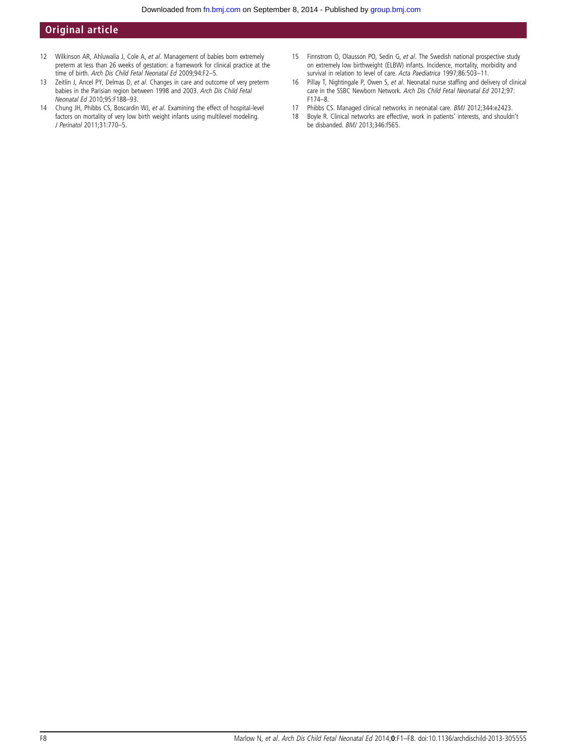12 Wilkinson AR, Ahluwalia J, Cole A, *et al*. Management of babies born extremely preterm at less than 26 weeks of gestation: a framework for clinical practice at the time of birth. *Arch Dis Child Fetal Neonatal Ed* 2009;94:F2–5.

13 Zeitlin J, Ancel PY, Delmas D, *et al*. Changes in care and outcome of very preterm babies in the Parisian region between 1998 and 2003. *Arch Dis Child Fetal Neonatal Ed* 2010;95:F188–93.

14 Chung JH, Phibbs CS, Boscardin WJ, *et al*. Examining the effect of hospital-level factors on mortality of very low birth weight infants using multilevel modeling. *J Perinatol* 2011;31:770–5.

15 Finnstrom O, Olausson PO, Sedin G, *et al*. The Swedish national prospective study on extremely low birthweight (ELBW) infants. Incidence, mortality, morbidity and survival in relation to level of care. *Acta Paediatrica* 1997;86:503–11.

16 Pillay T, Nightingale P, Owen S, *et al*. Neonatal nurse staffing and delivery of clinical care in the SSBC Newborn Network. *Arch Dis Child Fetal Neonatal Ed* 2012;97:F174–8.

17 Phibbs CS. Managed clinical networks in neonatal care. *BMJ* 2012;344:e2423.

18 Boyle R. Clinical networks are effective, work in patients' interests, and shouldn't be disbanded. *BMJ* 2013;346:f565.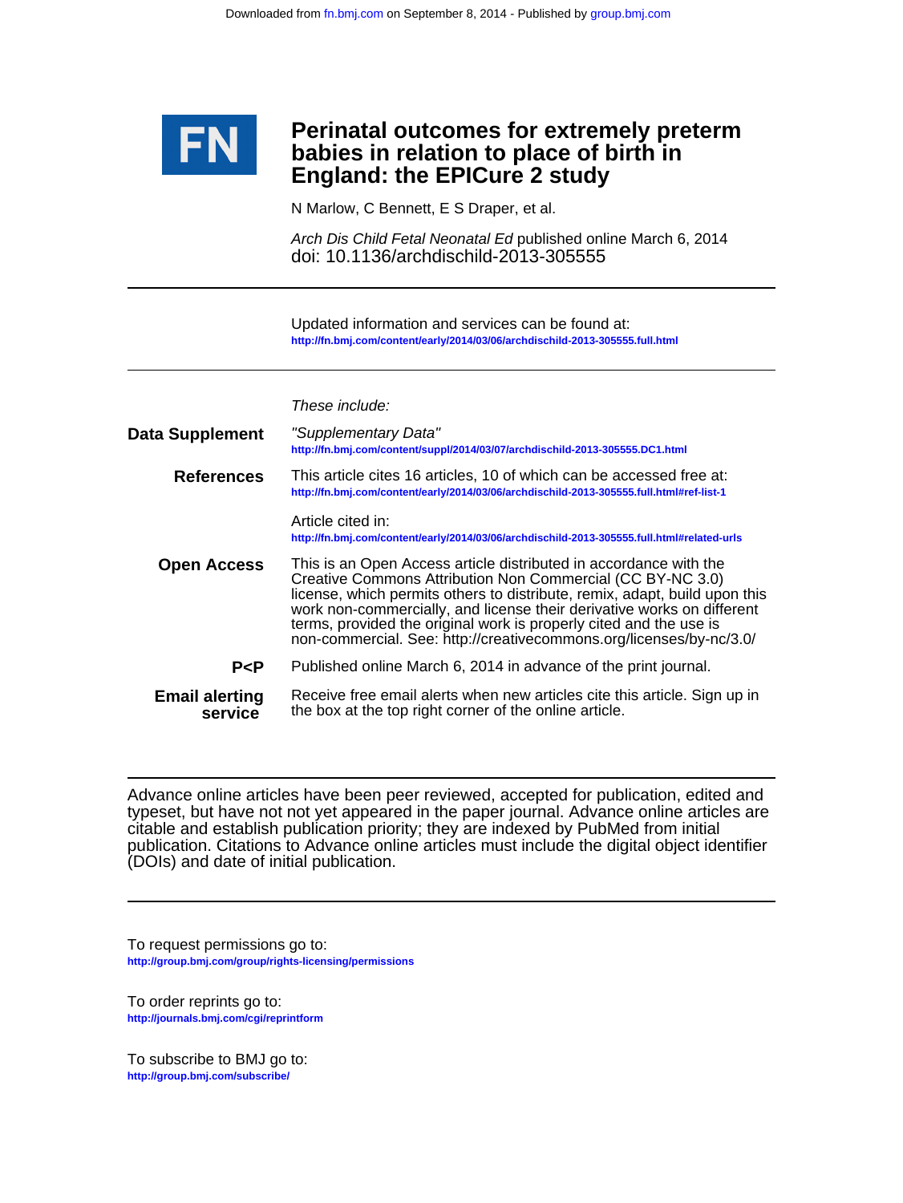FN

# Perinatal outcomes for extremely preterm babies in relation to place of birth in England: the EPICure 2 study

N Marlow, C Bennett, E S Draper, et al.

*Arch Dis Child Fetal Neonatal Ed* published online March 6, 2014
doi: 10.1136/archdischild-2013-305555

Updated information and services can be found at:
http://fn.bmj.com/content/early/2014/03/06/archdischild-2013-305555.full.html

*These include:*

**Data Supplement**
*"Supplementary Data"*
http://fn.bmj.com/content/suppl/2014/03/07/archdischild-2013-305555.DC1.html

**References**
This article cites 16 articles, 10 of which can be accessed free at:
http://fn.bmj.com/content/early/2014/03/06/archdischild-2013-305555.full.html#ref-list-1

Article cited in:
http://fn.bmj.com/content/early/2014/03/06/archdischild-2013-305555.full.html#related-urls

**Open Access**
This is an Open Access article distributed in accordance with the Creative Commons Attribution Non Commercial (CC BY-NC 3.0) license, which permits others to distribute, remix, adapt, build upon this work non-commercially, and license their derivative works on different terms, provided the original work is properly cited and the use is non-commercial. See: http://creativecommons.org/licenses/by-nc/3.0/

**P<P**
Published online March 6, 2014 in advance of the print journal.

**Email alerting service**
Receive free email alerts when new articles cite this article. Sign up in the box at the top right corner of the online article.

Advance online articles have been peer reviewed, accepted for publication, edited and typeset, but have not not yet appeared in the paper journal. Advance online articles are citable and establish publication priority; they are indexed by PubMed from initial publication. Citations to Advance online articles must include the digital object identifier (DOIs) and date of initial publication.

To request permissions go to:
http://group.bmj.com/group/rights-licensing/permissions

To order reprints go to:
http://journals.bmj.com/cgi/reprintform

To subscribe to BMJ go to:
http://group.bmj.com/subscribe/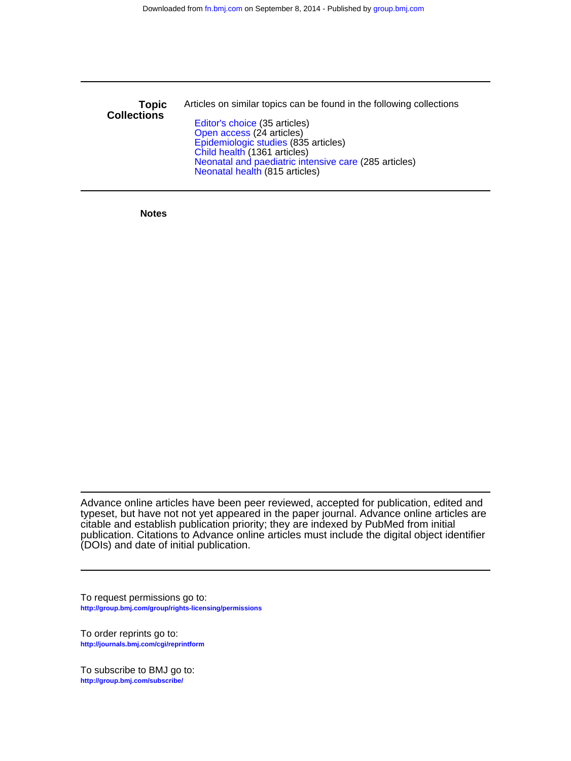**Topic Collections**

Articles on similar topics can be found in the following collections

- Editor's choice (35 articles)
- Open access (24 articles)
- Epidemiologic studies (835 articles)
- Child health (1361 articles)
- Neonatal and paediatric intensive care (285 articles)
- Neonatal health (815 articles)

**Notes**

Advance online articles have been peer reviewed, accepted for publication, edited and typeset, but have not not yet appeared in the paper journal. Advance online articles are citable and establish publication priority; they are indexed by PubMed from initial publication. Citations to Advance online articles must include the digital object identifier (DOIs) and date of initial publication.

To request permissions go to:
**http://group.bmj.com/group/rights-licensing/permissions**

To order reprints go to:
**http://journals.bmj.com/cgi/reprintform**

To subscribe to BMJ go to:
**http://group.bmj.com/subscribe/**